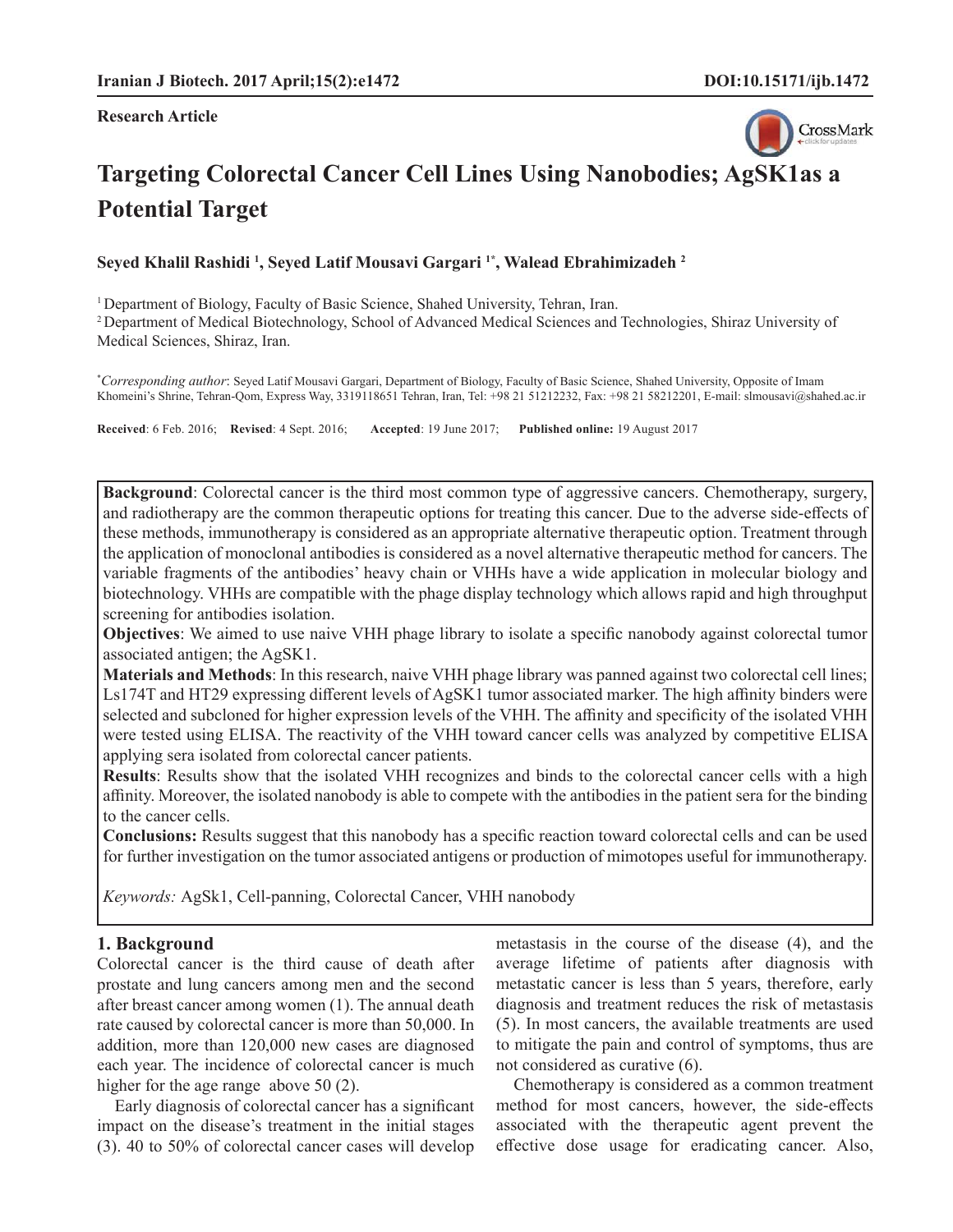**Research Article**

# Targeting Colorectal Cancer Cell Lines Using Nanobodies; AgSK1as a Potential Target

**Seyed Khalil Rashidi [1], Seyed Latif Mousavi Gargari [1*], Walead Ebrahimizadeh [2]**

[1] Department of Biology, Faculty of Basic Science, Shahed University, Tehran, Iran.
[2] Department of Medical Biotechnology, School of Advanced Medical Sciences and Technologies, Shiraz University of Medical Sciences, Shiraz, Iran.

[*] *Corresponding author*: Seyed Latif Mousavi Gargari, Department of Biology, Faculty of Basic Science, Shahed University, Opposite of Imam Khomeini's Shrine, Tehran-Qom, Express Way, 3319118651 Tehran, Iran, Tel: +98 21 51212232, Fax: +98 21 58212201, E-mail: slmousavi@shahed.ac.ir

**Received**: 6 Feb. 2016; **Revised**: 4 Sept. 2016; **Accepted**: 19 June 2017; **Published online:** 19 August 2017

**Background**: Colorectal cancer is the third most common type of aggressive cancers. Chemotherapy, surgery, and radiotherapy are the common therapeutic options for treating this cancer. Due to the adverse side-effects of these methods, immunotherapy is considered as an appropriate alternative therapeutic option. Treatment through the application of monoclonal antibodies is considered as a novel alternative therapeutic method for cancers. The variable fragments of the antibodies' heavy chain or VHHs have a wide application in molecular biology and biotechnology. VHHs are compatible with the phage display technology which allows rapid and high throughput screening for antibodies isolation.

**Objectives**: We aimed to use naive VHH phage library to isolate a specific nanobody against colorectal tumor associated antigen; the AgSK1.

**Materials and Methods**: In this research, naive VHH phage library was panned against two colorectal cell lines; Ls174T and HT29 expressing different levels of AgSK1 tumor associated marker. The high affinity binders were selected and subcloned for higher expression levels of the VHH. The affinity and specificity of the isolated VHH were tested using ELISA. The reactivity of the VHH toward cancer cells was analyzed by competitive ELISA applying sera isolated from colorectal cancer patients.

**Results**: Results show that the isolated VHH recognizes and binds to the colorectal cancer cells with a high affinity. Moreover, the isolated nanobody is able to compete with the antibodies in the patient sera for the binding to the cancer cells.

**Conclusions:** Results suggest that this nanobody has a specific reaction toward colorectal cells and can be used for further investigation on the tumor associated antigens or production of mimotopes useful for immunotherapy.

*Keywords:* AgSk1, Cell-panning, Colorectal Cancer, VHH nanobody

## 1. Background

Colorectal cancer is the third cause of death after prostate and lung cancers among men and the second after breast cancer among women (1). The annual death rate caused by colorectal cancer is more than 50,000. In addition, more than 120,000 new cases are diagnosed each year. The incidence of colorectal cancer is much higher for the age range above 50 (2).

Early diagnosis of colorectal cancer has a significant impact on the disease's treatment in the initial stages (3). 40 to 50% of colorectal cancer cases will develop metastasis in the course of the disease (4), and the average lifetime of patients after diagnosis with metastatic cancer is less than 5 years, therefore, early diagnosis and treatment reduces the risk of metastasis (5). In most cancers, the available treatments are used to mitigate the pain and control of symptoms, thus are not considered as curative (6).

Chemotherapy is considered as a common treatment method for most cancers, however, the side-effects associated with the therapeutic agent prevent the effective dose usage for eradicating cancer. Also,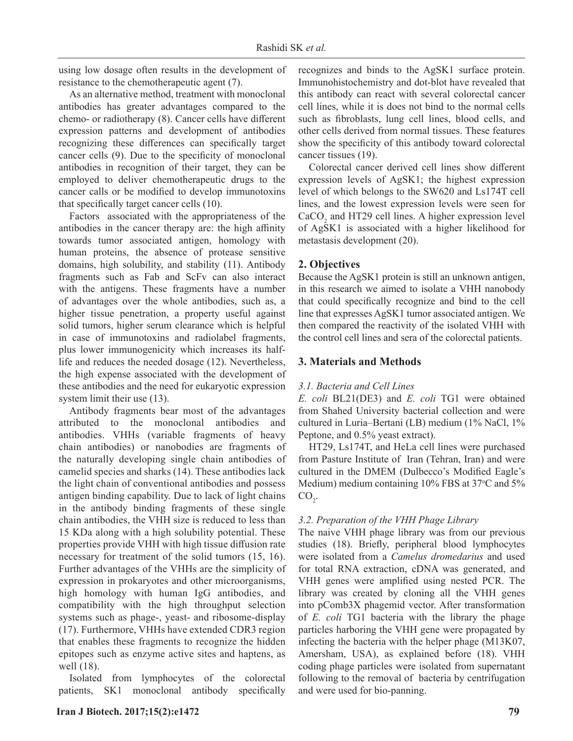using low dosage often results in the development of resistance to the chemotherapeutic agent (7).

As an alternative method, treatment with monoclonal antibodies has greater advantages compared to the chemo- or radiotherapy (8). Cancer cells have different expression patterns and development of antibodies recognizing these differences can specifically target cancer cells (9). Due to the specificity of monoclonal antibodies in recognition of their target, they can be employed to deliver chemotherapeutic drugs to the cancer calls or be modified to develop immunotoxins that specifically target cancer cells (10).

Factors associated with the appropriateness of the antibodies in the cancer therapy are: the high affinity towards tumor associated antigen, homology with human proteins, the absence of protease sensitive domains, high solubility, and stability (11). Antibody fragments such as Fab and ScFv can also interact with the antigens. These fragments have a number of advantages over the whole antibodies, such as, a higher tissue penetration, a property useful against solid tumors, higher serum clearance which is helpful in case of immunotoxins and radiolabel fragments, plus lower immunogenicity which increases its half-life and reduces the needed dosage (12). Nevertheless, the high expense associated with the development of these antibodies and the need for eukaryotic expression system limit their use (13).

Antibody fragments bear most of the advantages attributed to the monoclonal antibodies and antibodies. VHHs (variable fragments of heavy chain antibodies) or nanobodies are fragments of the naturally developing single chain antibodies of camelid species and sharks (14). These antibodies lack the light chain of conventional antibodies and possess antigen binding capability. Due to lack of light chains in the antibody binding fragments of these single chain antibodies, the VHH size is reduced to less than 15 KDa along with a high solubility potential. These properties provide VHH with high tissue diffusion rate necessary for treatment of the solid tumors (15, 16). Further advantages of the VHHs are the simplicity of expression in prokaryotes and other microorganisms, high homology with human IgG antibodies, and compatibility with the high throughput selection systems such as phage-, yeast- and ribosome-display (17). Furthermore, VHHs have extended CDR3 region that enables these fragments to recognize the hidden epitopes such as enzyme active sites and haptens, as well (18).

Isolated from lymphocytes of the colorectal patients, SK1 monoclonal antibody specifically recognizes and binds to the AgSK1 surface protein. Immunohistochemistry and dot-blot have revealed that this antibody can react with several colorectal cancer cell lines, while it is does not bind to the normal cells such as fibroblasts, lung cell lines, blood cells, and other cells derived from normal tissues. These features show the specificity of this antibody toward colorectal cancer tissues (19).

Colorectal cancer derived cell lines show different expression levels of AgSK1; the highest expression level of which belongs to the SW620 and Ls174T cell lines, and the lowest expression levels were seen for $CaCO_2$ and HT29 cell lines. A higher expression level of AgSK1 is associated with a higher likelihood for metastasis development (20).

## 2. Objectives

Because the AgSK1 protein is still an unknown antigen, in this research we aimed to isolate a VHH nanobody that could specifically recognize and bind to the cell line that expresses AgSK1 tumor associated antigen. We then compared the reactivity of the isolated VHH with the control cell lines and sera of the colorectal patients.

## 3. Materials and Methods

### *3.1. Bacteria and Cell Lines*

*E. coli* BL21(DE3) and *E. coli* TG1 were obtained from Shahed University bacterial collection and were cultured in Luria–Bertani (LB) medium (1% NaCl, 1% Peptone, and 0.5% yeast extract).

HT29, Ls174T, and HeLa cell lines were purchased from Pasture Institute of Iran (Tehran, Iran) and were cultured in the DMEM (Dulbecco's Modified Eagle's Medium) medium containing 10% FBS at $37^{o}C$ and 5% $CO_2$.

### *3.2. Preparation of the VHH Phage Library*

The naive VHH phage library was from our previous studies (18). Briefly, peripheral blood lymphocytes were isolated from a *Camelus dromedarius* and used for total RNA extraction, cDNA was generated, and VHH genes were amplified using nested PCR. The library was created by cloning all the VHH genes into pComb3X phagemid vector. After transformation of *E. coli* TG1 bacteria with the library the phage particles harboring the VHH gene were propagated by infecting the bacteria with the helper phage (M13K07, Amersham, USA), as explained before (18). VHH coding phage particles were isolated from supernatant following to the removal of bacteria by centrifugation and were used for bio-panning.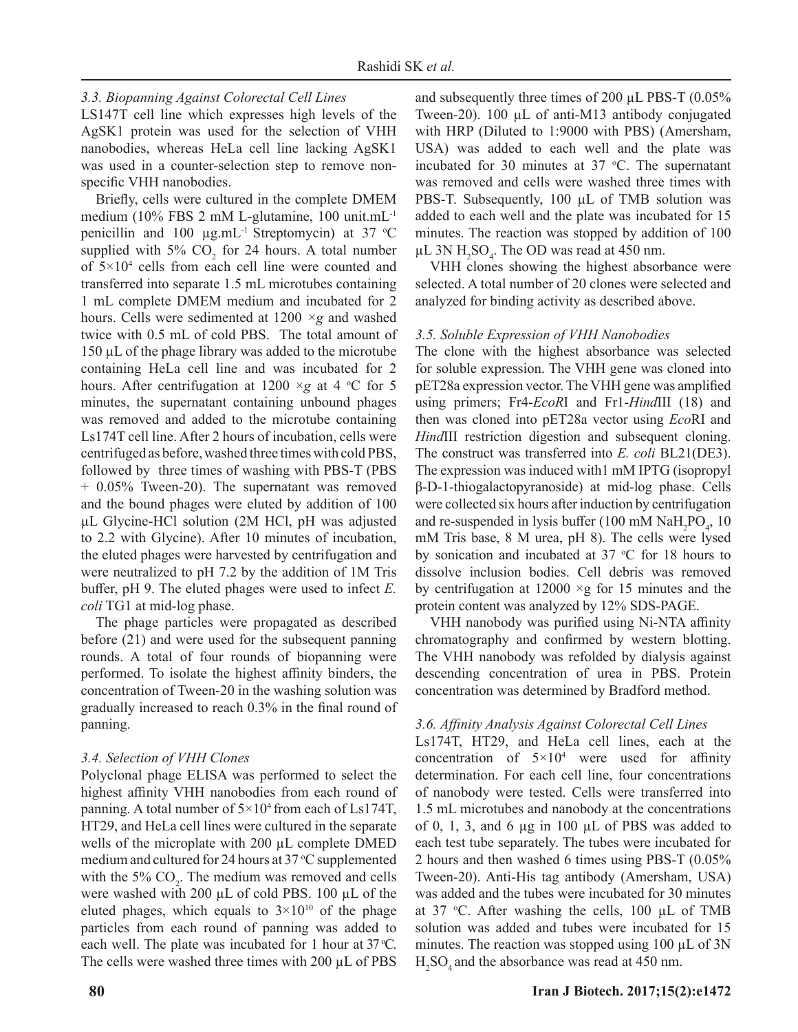### 3.3. Biopanning Against Colorectal Cell Lines

LS147T cell line which expresses high levels of the AgSK1 protein was used for the selection of VHH nanobodies, whereas HeLa cell line lacking AgSK1 was used in a counter-selection step to remove non-specific VHH nanobodies.

Briefly, cells were cultured in the complete DMEM medium (10% FBS 2 mM L-glutamine, 100 unit.mL$^{-1}$ penicillin and 100 µg.mL$^{-1}$ Streptomycin) at 37 °C supplied with 5% $CO_2$ for 24 hours. A total number of $5{\times}10^4$ cells from each cell line were counted and transferred into separate 1.5 mL microtubes containing 1 mL complete DMEM medium and incubated for 2 hours. Cells were sedimented at 1200 ×*g* and washed twice with 0.5 mL of cold PBS. The total amount of 150 µL of the phage library was added to the microtube containing HeLa cell line and was incubated for 2 hours. After centrifugation at 1200 ×*g* at 4 °C for 5 minutes, the supernatant containing unbound phages was removed and added to the microtube containing Ls174T cell line. After 2 hours of incubation, cells were centrifuged as before, washed three times with cold PBS, followed by three times of washing with PBS-T (PBS + 0.05% Tween-20). The supernatant was removed and the bound phages were eluted by addition of 100 µL Glycine-HCl solution (2M HCl, pH was adjusted to 2.2 with Glycine). After 10 minutes of incubation, the eluted phages were harvested by centrifugation and were neutralized to pH 7.2 by the addition of 1M Tris buffer, pH 9. The eluted phages were used to infect *E. coli* TG1 at mid-log phase.

The phage particles were propagated as described before (21) and were used for the subsequent panning rounds. A total of four rounds of biopanning were performed. To isolate the highest affinity binders, the concentration of Tween-20 in the washing solution was gradually increased to reach 0.3% in the final round of panning.

### 3.4. Selection of VHH Clones

Polyclonal phage ELISA was performed to select the highest affinity VHH nanobodies from each round of panning. A total number of $5{\times}10^4$ from each of Ls174T, HT29, and HeLa cell lines were cultured in the separate wells of the microplate with 200 µL complete DMED medium and cultured for 24 hours at 37 °C supplemented with the 5% $CO_2$. The medium was removed and cells were washed with 200 µL of cold PBS. 100 µL of the eluted phages, which equals to $3{\times}10^{10}$ of the phage particles from each round of panning was added to each well. The plate was incubated for 1 hour at 37 °C. The cells were washed three times with 200 µL of PBS and subsequently three times of 200 µL PBS-T (0.05% Tween-20). 100 µL of anti-M13 antibody conjugated with HRP (Diluted to 1:9000 with PBS) (Amersham, USA) was added to each well and the plate was incubated for 30 minutes at 37 °C. The supernatant was removed and cells were washed three times with PBS-T. Subsequently, 100 µL of TMB solution was added to each well and the plate was incubated for 15 minutes. The reaction was stopped by addition of 100 µL 3N $H_2SO_4$. The OD was read at 450 nm.

VHH clones showing the highest absorbance were selected. A total number of 20 clones were selected and analyzed for binding activity as described above.

### 3.5. Soluble Expression of VHH Nanobodies

The clone with the highest absorbance was selected for soluble expression. The VHH gene was cloned into pET28a expression vector. The VHH gene was amplified using primers; Fr4-*Eco*RI and Fr1-*Hind*III (18) and then was cloned into pET28a vector using *Eco*RI and *Hind*III restriction digestion and subsequent cloning. The construct was transferred into *E. coli* BL21(DE3). The expression was induced with1 mM IPTG (isopropyl β-D-1-thiogalactopyranoside) at mid-log phase. Cells were collected six hours after induction by centrifugation and re-suspended in lysis buffer (100 mM $NaH_2PO_4$, 10 mM Tris base, 8 M urea, pH 8). The cells were lysed by sonication and incubated at 37 °C for 18 hours to dissolve inclusion bodies. Cell debris was removed by centrifugation at 12000 ×g for 15 minutes and the protein content was analyzed by 12% SDS-PAGE.

VHH nanobody was purified using Ni-NTA affinity chromatography and confirmed by western blotting. The VHH nanobody was refolded by dialysis against descending concentration of urea in PBS. Protein concentration was determined by Bradford method.

### 3.6. Affinity Analysis Against Colorectal Cell Lines

Ls174T, HT29, and HeLa cell lines, each at the concentration of $5{\times}10^4$ were used for affinity determination. For each cell line, four concentrations of nanobody were tested. Cells were transferred into 1.5 mL microtubes and nanobody at the concentrations of 0, 1, 3, and 6 µg in 100 µL of PBS was added to each test tube separately. The tubes were incubated for 2 hours and then washed 6 times using PBS-T (0.05% Tween-20). Anti-His tag antibody (Amersham, USA) was added and the tubes were incubated for 30 minutes at 37 °C. After washing the cells, 100 µL of TMB solution was added and tubes were incubated for 15 minutes. The reaction was stopped using 100 µL of 3N $H_2SO_4$ and the absorbance was read at 450 nm.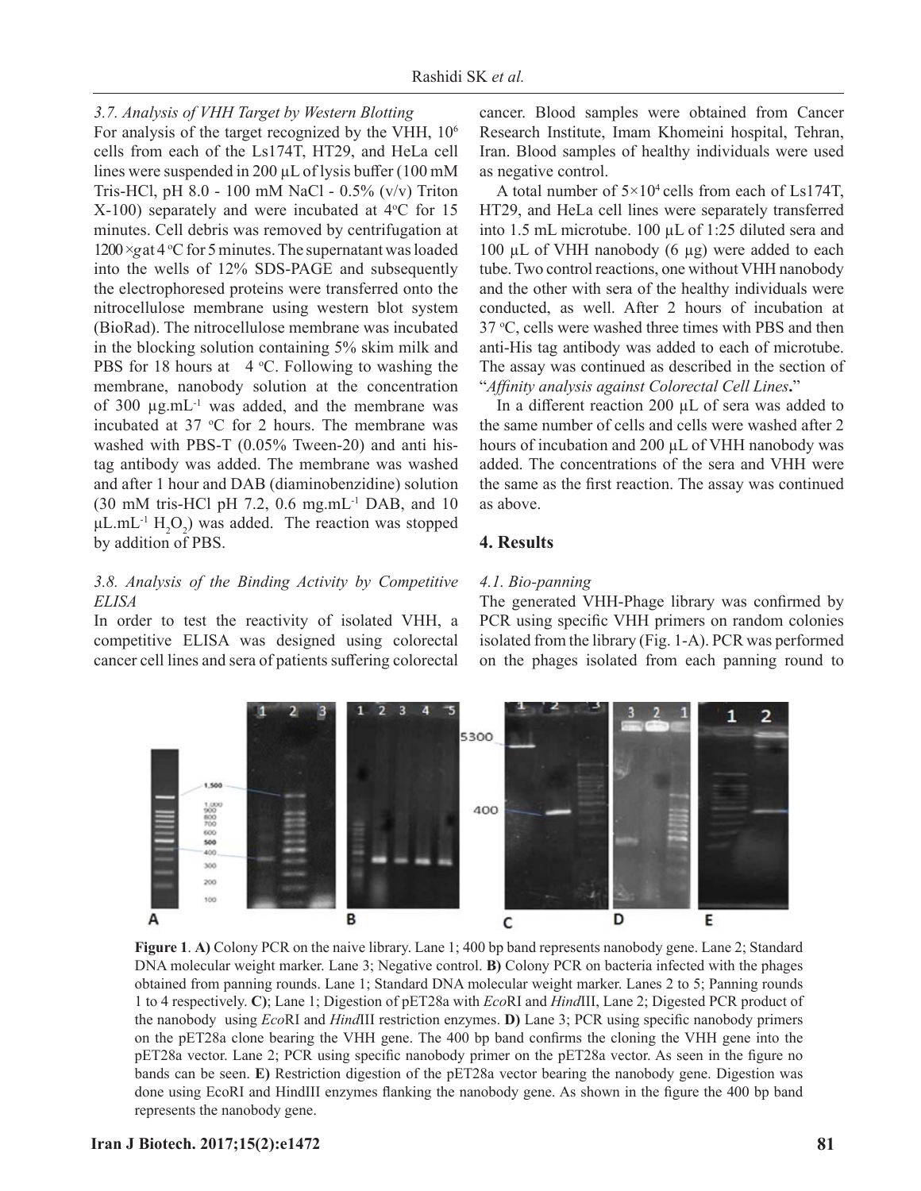### 3.7. Analysis of VHH Target by Western Blotting

For analysis of the target recognized by the VHH, $10^6$ cells from each of the Ls174T, HT29, and HeLa cell lines were suspended in 200 µL of lysis buffer (100 mM Tris-HCl, pH 8.0 - 100 mM NaCl - 0.5% (v/v) Triton X-100) separately and were incubated at 4 °C for 15 minutes. Cell debris was removed by centrifugation at 1200 ×*g* at 4 °C for 5 minutes. The supernatant was loaded into the wells of 12% SDS-PAGE and subsequently the electrophoresed proteins were transferred onto the nitrocellulose membrane using western blot system (BioRad). The nitrocellulose membrane was incubated in the blocking solution containing 5% skim milk and PBS for 18 hours at 4 °C. Following to washing the membrane, nanobody solution at the concentration of 300 µg.mL$^{-1}$ was added, and the membrane was incubated at 37 °C for 2 hours. The membrane was washed with PBS-T (0.05% Tween-20) and anti his-tag antibody was added. The membrane was washed and after 1 hour and DAB (diaminobenzidine) solution (30 mM tris-HCl pH 7.2, 0.6 mg.mL$^{-1}$ DAB, and 10 µL.mL$^{-1}$ $H_2O_2$) was added. The reaction was stopped by addition of PBS.

### 3.8. Analysis of the Binding Activity by Competitive ELISA

In order to test the reactivity of isolated VHH, a competitive ELISA was designed using colorectal cancer cell lines and sera of patients suffering colorectal cancer. Blood samples were obtained from Cancer Research Institute, Imam Khomeini hospital, Tehran, Iran. Blood samples of healthy individuals were used as negative control.

A total number of $5 \times 10^4$ cells from each of Ls174T, HT29, and HeLa cell lines were separately transferred into 1.5 mL microtube. 100 µL of 1:25 diluted sera and 100 µL of VHH nanobody (6 µg) were added to each tube. Two control reactions, one without VHH nanobody and the other with sera of the healthy individuals were conducted, as well. After 2 hours of incubation at 37 °C, cells were washed three times with PBS and then anti-His tag antibody was added to each of microtube. The assay was continued as described in the section of "*Affinity analysis against Colorectal Cell Lines***.**"

In a different reaction 200 µL of sera was added to the same number of cells and cells were washed after 2 hours of incubation and 200 µL of VHH nanobody was added. The concentrations of the sera and VHH were the same as the first reaction. The assay was continued as above.

## 4. Results

### 4.1. Bio-panning

The generated VHH-Phage library was confirmed by PCR using specific VHH primers on random colonies isolated from the library (Fig. 1-A). PCR was performed on the phages isolated from each panning round to

**Figure 1**. **A)** Colony PCR on the naive library. Lane 1; 400 bp band represents nanobody gene. Lane 2; Standard DNA molecular weight marker. Lane 3; Negative control. **B)** Colony PCR on bacteria infected with the phages obtained from panning rounds. Lane 1; Standard DNA molecular weight marker. Lanes 2 to 5; Panning rounds 1 to 4 respectively. **C)**; Lane 1; Digestion of pET28a with *Eco*RI and *Hind*III, Lane 2; Digested PCR product of the nanobody using *Eco*RI and *Hind*III restriction enzymes. **D)** Lane 3; PCR using specific nanobody primers on the pET28a clone bearing the VHH gene. The 400 bp band confirms the cloning the VHH gene into the pET28a vector. Lane 2; PCR using specific nanobody primer on the pET28a vector. As seen in the figure no bands can be seen. **E)** Restriction digestion of the pET28a vector bearing the nanobody gene. Digestion was done using EcoRI and HindIII enzymes flanking the nanobody gene. As shown in the figure the 400 bp band represents the nanobody gene.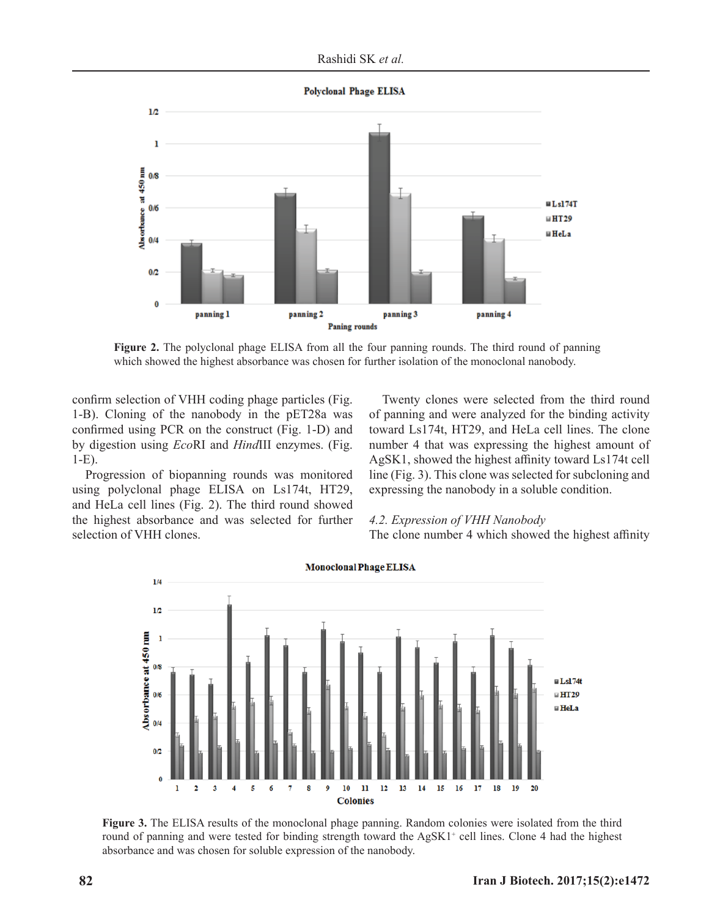**Figure 2.** The polyclonal phage ELISA from all the four panning rounds. The third round of panning which showed the highest absorbance was chosen for further isolation of the monoclonal nanobody.

confirm selection of VHH coding phage particles (Fig. 1-B). Cloning of the nanobody in the pET28a was confirmed using PCR on the construct (Fig. 1-D) and by digestion using *Eco*RI and *Hind*III enzymes. (Fig. 1-E).

Progression of biopanning rounds was monitored using polyclonal phage ELISA on Ls174t, HT29, and HeLa cell lines (Fig. 2). The third round showed the highest absorbance and was selected for further selection of VHH clones.

Twenty clones were selected from the third round of panning and were analyzed for the binding activity toward Ls174t, HT29, and HeLa cell lines. The clone number 4 that was expressing the highest amount of AgSK1, showed the highest affinity toward Ls174t cell line (Fig. 3). This clone was selected for subcloning and expressing the nanobody in a soluble condition.

*4.2. Expression of VHH Nanobody*

The clone number 4 which showed the highest affinity

**Figure 3.** The ELISA results of the monoclonal phage panning. Random colonies were isolated from the third round of panning and were tested for binding strength toward the AgSK1$^{+}$ cell lines. Clone 4 had the highest absorbance and was chosen for soluble expression of the nanobody.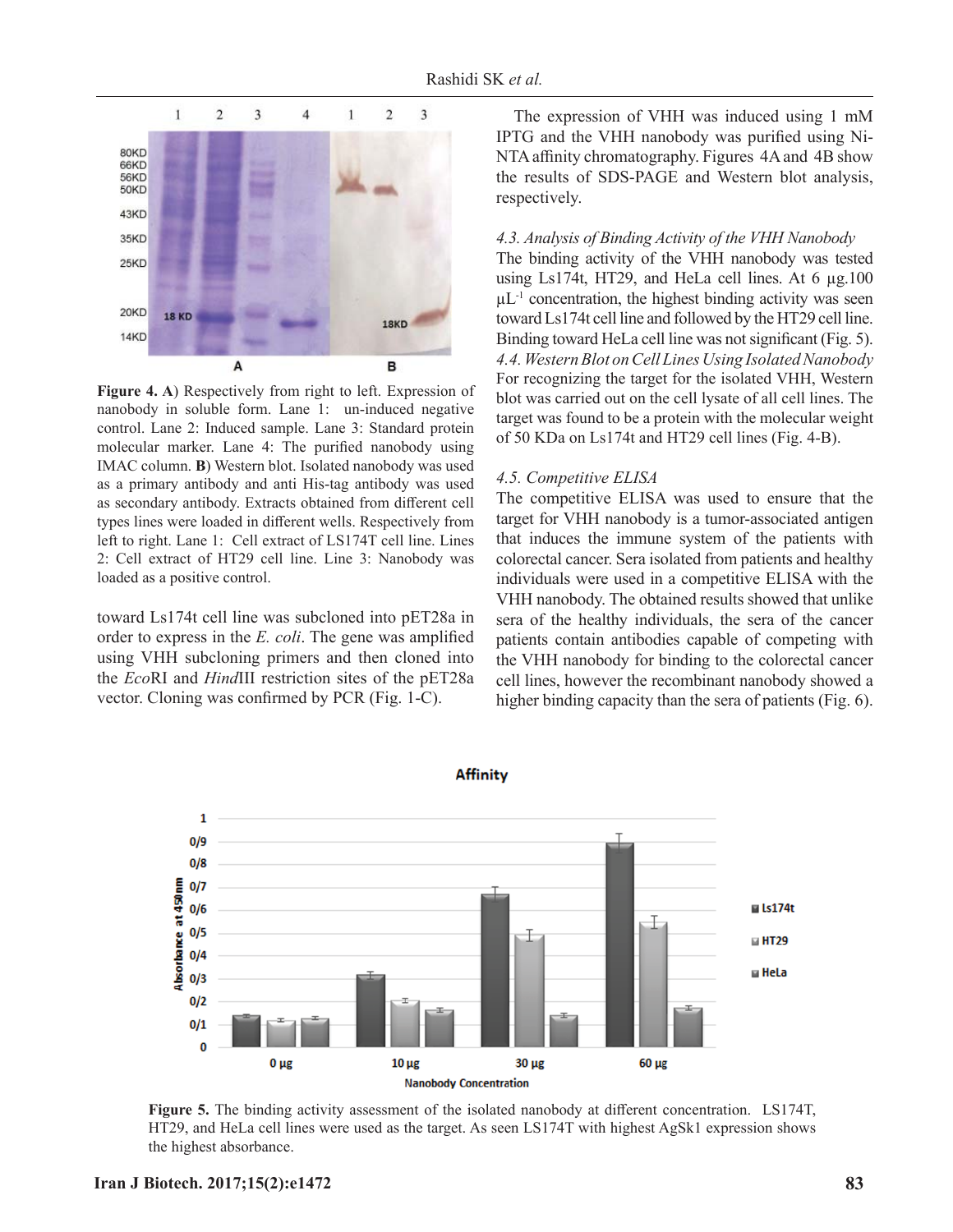**Figure 4. A**) Respectively from right to left. Expression of nanobody in soluble form. Lane 1: un-induced negative control. Lane 2: Induced sample. Lane 3: Standard protein molecular marker. Lane 4: The purified nanobody using IMAC column. **B**) Western blot. Isolated nanobody was used as a primary antibody and anti His-tag antibody was used as secondary antibody. Extracts obtained from different cell types lines were loaded in different wells. Respectively from left to right. Lane 1: Cell extract of LS174T cell line. Lines 2: Cell extract of HT29 cell line. Line 3: Nanobody was loaded as a positive control.

toward Ls174t cell line was subcloned into pET28a in order to express in the *E. coli*. The gene was amplified using VHH subcloning primers and then cloned into the *Eco*RI and *Hind*III restriction sites of the pET28a vector. Cloning was confirmed by PCR (Fig. 1-C).

The expression of VHH was induced using 1 mM IPTG and the VHH nanobody was purified using Ni-NTA affinity chromatography. Figures 4A and 4B show the results of SDS-PAGE and Western blot analysis, respectively.

### *4.3. Analysis of Binding Activity of the VHH Nanobody*

The binding activity of the VHH nanobody was tested using Ls174t, HT29, and HeLa cell lines. At 6 µg.100 $\mu L^{-1}$ concentration, the highest binding activity was seen toward Ls174t cell line and followed by the HT29 cell line. Binding toward HeLa cell line was not significant (Fig. 5).

### *4.4. Western Blot on Cell Lines Using Isolated Nanobody*

For recognizing the target for the isolated VHH, Western blot was carried out on the cell lysate of all cell lines. The target was found to be a protein with the molecular weight of 50 KDa on Ls174t and HT29 cell lines (Fig. 4-B).

### *4.5. Competitive ELISA*

The competitive ELISA was used to ensure that the target for VHH nanobody is a tumor-associated antigen that induces the immune system of the patients with colorectal cancer. Sera isolated from patients and healthy individuals were used in a competitive ELISA with the VHH nanobody. The obtained results showed that unlike sera of the healthy individuals, the sera of the cancer patients contain antibodies capable of competing with the VHH nanobody for binding to the colorectal cancer cell lines, however the recombinant nanobody showed a higher binding capacity than the sera of patients (Fig. 6).

**Figure 5.** The binding activity assessment of the isolated nanobody at different concentration. LS174T, HT29, and HeLa cell lines were used as the target. As seen LS174T with highest AgSk1 expression shows the highest absorbance.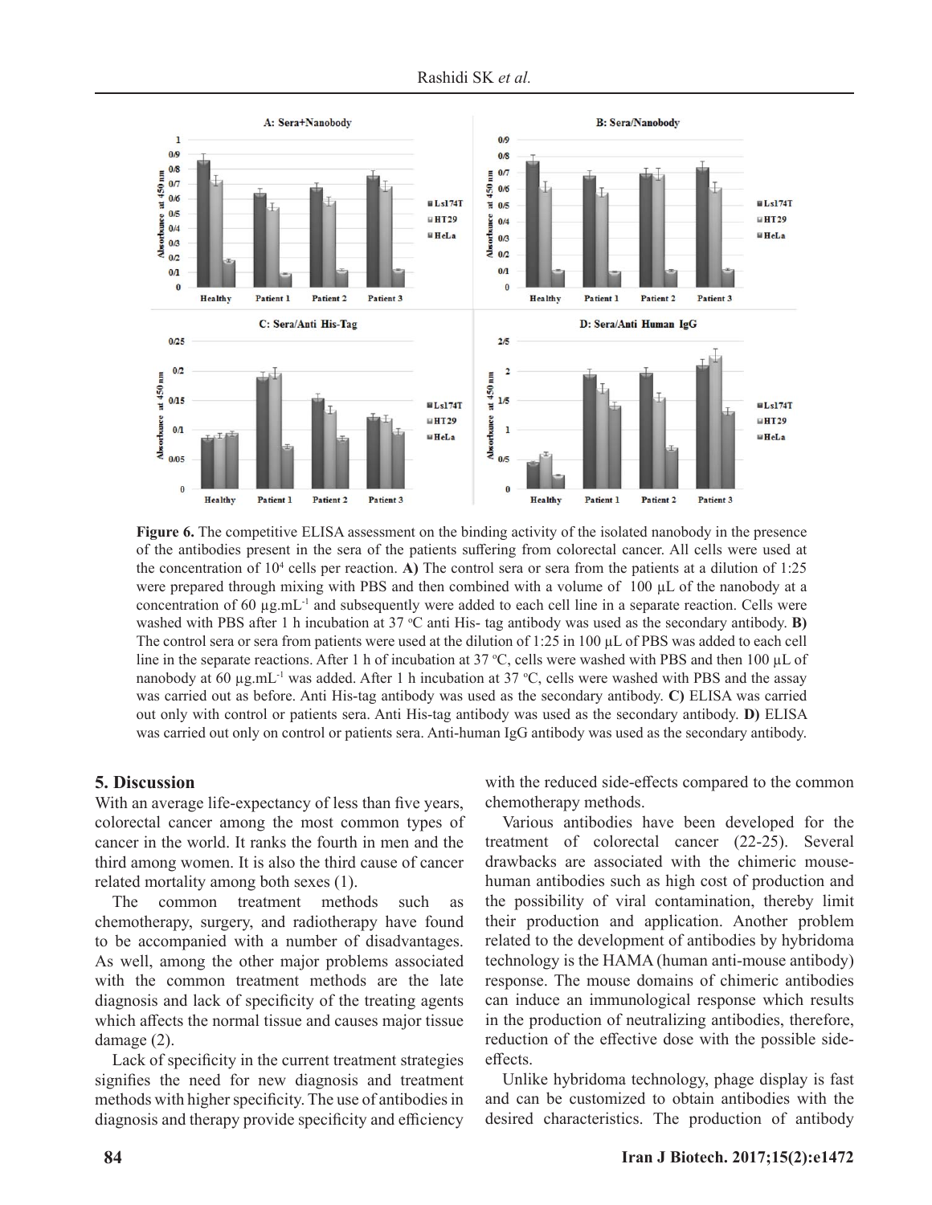**Figure 6.** The competitive ELISA assessment on the binding activity of the isolated nanobody in the presence of the antibodies present in the sera of the patients suffering from colorectal cancer. All cells were used at the concentration of $10^4$ cells per reaction. **A)** The control sera or sera from the patients at a dilution of 1:25 were prepared through mixing with PBS and then combined with a volume of 100 µL of the nanobody at a concentration of 60 µg.mL$^{-1}$ and subsequently were added to each cell line in a separate reaction. Cells were washed with PBS after 1 h incubation at 37 ºC anti His- tag antibody was used as the secondary antibody. **B)** The control sera or sera from patients were used at the dilution of 1:25 in 100 µL of PBS was added to each cell line in the separate reactions. After 1 h of incubation at 37 ºC, cells were washed with PBS and then 100 µL of nanobody at 60 µg.mL$^{-1}$ was added. After 1 h incubation at 37 ºC, cells were washed with PBS and the assay was carried out as before. Anti His-tag antibody was used as the secondary antibody. **C)** ELISA was carried out only with control or patients sera. Anti His-tag antibody was used as the secondary antibody. **D)** ELISA was carried out only on control or patients sera. Anti-human IgG antibody was used as the secondary antibody.

## 5. Discussion

With an average life-expectancy of less than five years, colorectal cancer among the most common types of cancer in the world. It ranks the fourth in men and the third among women. It is also the third cause of cancer related mortality among both sexes (1).

The common treatment methods such as chemotherapy, surgery, and radiotherapy have found to be accompanied with a number of disadvantages. As well, among the other major problems associated with the common treatment methods are the late diagnosis and lack of specificity of the treating agents which affects the normal tissue and causes major tissue damage (2).

Lack of specificity in the current treatment strategies signifies the need for new diagnosis and treatment methods with higher specificity. The use of antibodies in diagnosis and therapy provide specificity and efficiency with the reduced side-effects compared to the common chemotherapy methods.

Various antibodies have been developed for the treatment of colorectal cancer (22-25). Several drawbacks are associated with the chimeric mouse-human antibodies such as high cost of production and the possibility of viral contamination, thereby limit their production and application. Another problem related to the development of antibodies by hybridoma technology is the HAMA (human anti-mouse antibody) response. The mouse domains of chimeric antibodies can induce an immunological response which results in the production of neutralizing antibodies, therefore, reduction of the effective dose with the possible side-effects.

Unlike hybridoma technology, phage display is fast and can be customized to obtain antibodies with the desired characteristics. The production of antibody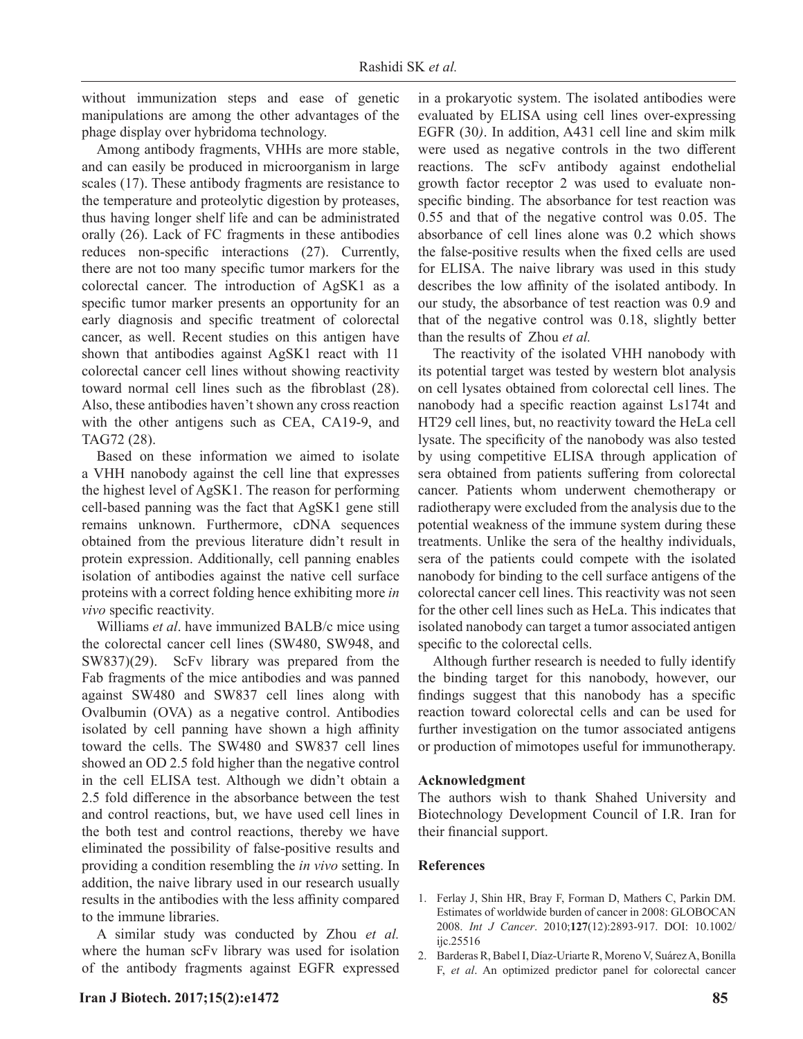without immunization steps and ease of genetic manipulations are among the other advantages of the phage display over hybridoma technology.

Among antibody fragments, VHHs are more stable, and can easily be produced in microorganism in large scales (17). These antibody fragments are resistance to the temperature and proteolytic digestion by proteases, thus having longer shelf life and can be administrated orally (26). Lack of FC fragments in these antibodies reduces non-specific interactions (27). Currently, there are not too many specific tumor markers for the colorectal cancer. The introduction of AgSK1 as a specific tumor marker presents an opportunity for an early diagnosis and specific treatment of colorectal cancer, as well. Recent studies on this antigen have shown that antibodies against AgSK1 react with 11 colorectal cancer cell lines without showing reactivity toward normal cell lines such as the fibroblast (28). Also, these antibodies haven't shown any cross reaction with the other antigens such as CEA, CA19-9, and TAG72 (28).

Based on these information we aimed to isolate a VHH nanobody against the cell line that expresses the highest level of AgSK1. The reason for performing cell-based panning was the fact that AgSK1 gene still remains unknown. Furthermore, cDNA sequences obtained from the previous literature didn't result in protein expression. Additionally, cell panning enables isolation of antibodies against the native cell surface proteins with a correct folding hence exhibiting more *in vivo* specific reactivity.

Williams *et al*. have immunized BALB/c mice using the colorectal cancer cell lines (SW480, SW948, and SW837)(29). ScFv library was prepared from the Fab fragments of the mice antibodies and was panned against SW480 and SW837 cell lines along with Ovalbumin (OVA) as a negative control. Antibodies isolated by cell panning have shown a high affinity toward the cells. The SW480 and SW837 cell lines showed an OD 2.5 fold higher than the negative control in the cell ELISA test. Although we didn't obtain a 2.5 fold difference in the absorbance between the test and control reactions, but, we have used cell lines in the both test and control reactions, thereby we have eliminated the possibility of false-positive results and providing a condition resembling the *in vivo* setting. In addition, the naive library used in our research usually results in the antibodies with the less affinity compared to the immune libraries.

A similar study was conducted by Zhou *et al.* where the human scFv library was used for isolation of the antibody fragments against EGFR expressed in a prokaryotic system. The isolated antibodies were evaluated by ELISA using cell lines over-expressing EGFR (30). In addition, A431 cell line and skim milk were used as negative controls in the two different reactions. The scFv antibody against endothelial growth factor receptor 2 was used to evaluate non-specific binding. The absorbance for test reaction was 0.55 and that of the negative control was 0.05. The absorbance of cell lines alone was 0.2 which shows the false-positive results when the fixed cells are used for ELISA. The naive library was used in this study describes the low affinity of the isolated antibody. In our study, the absorbance of test reaction was 0.9 and that of the negative control was 0.18, slightly better than the results of Zhou *et al.*

The reactivity of the isolated VHH nanobody with its potential target was tested by western blot analysis on cell lysates obtained from colorectal cell lines. The nanobody had a specific reaction against Ls174t and HT29 cell lines, but, no reactivity toward the HeLa cell lysate. The specificity of the nanobody was also tested by using competitive ELISA through application of sera obtained from patients suffering from colorectal cancer. Patients whom underwent chemotherapy or radiotherapy were excluded from the analysis due to the potential weakness of the immune system during these treatments. Unlike the sera of the healthy individuals, sera of the patients could compete with the isolated nanobody for binding to the cell surface antigens of the colorectal cancer cell lines. This reactivity was not seen for the other cell lines such as HeLa. This indicates that isolated nanobody can target a tumor associated antigen specific to the colorectal cells.

Although further research is needed to fully identify the binding target for this nanobody, however, our findings suggest that this nanobody has a specific reaction toward colorectal cells and can be used for further investigation on the tumor associated antigens or production of mimotopes useful for immunotherapy.

## Acknowledgment

The authors wish to thank Shahed University and Biotechnology Development Council of I.R. Iran for their financial support.

## References

1. Ferlay J, Shin HR, Bray F, Forman D, Mathers C, Parkin DM. Estimates of worldwide burden of cancer in 2008: GLOBOCAN 2008. *Int J Cancer*. 2010;**127**(12):2893-917. DOI: 10.1002/ijc.25516
2. Barderas R, Babel I, Díaz-Uriarte R, Moreno V, Suárez A, Bonilla F, *et al*. An optimized predictor panel for colorectal cancer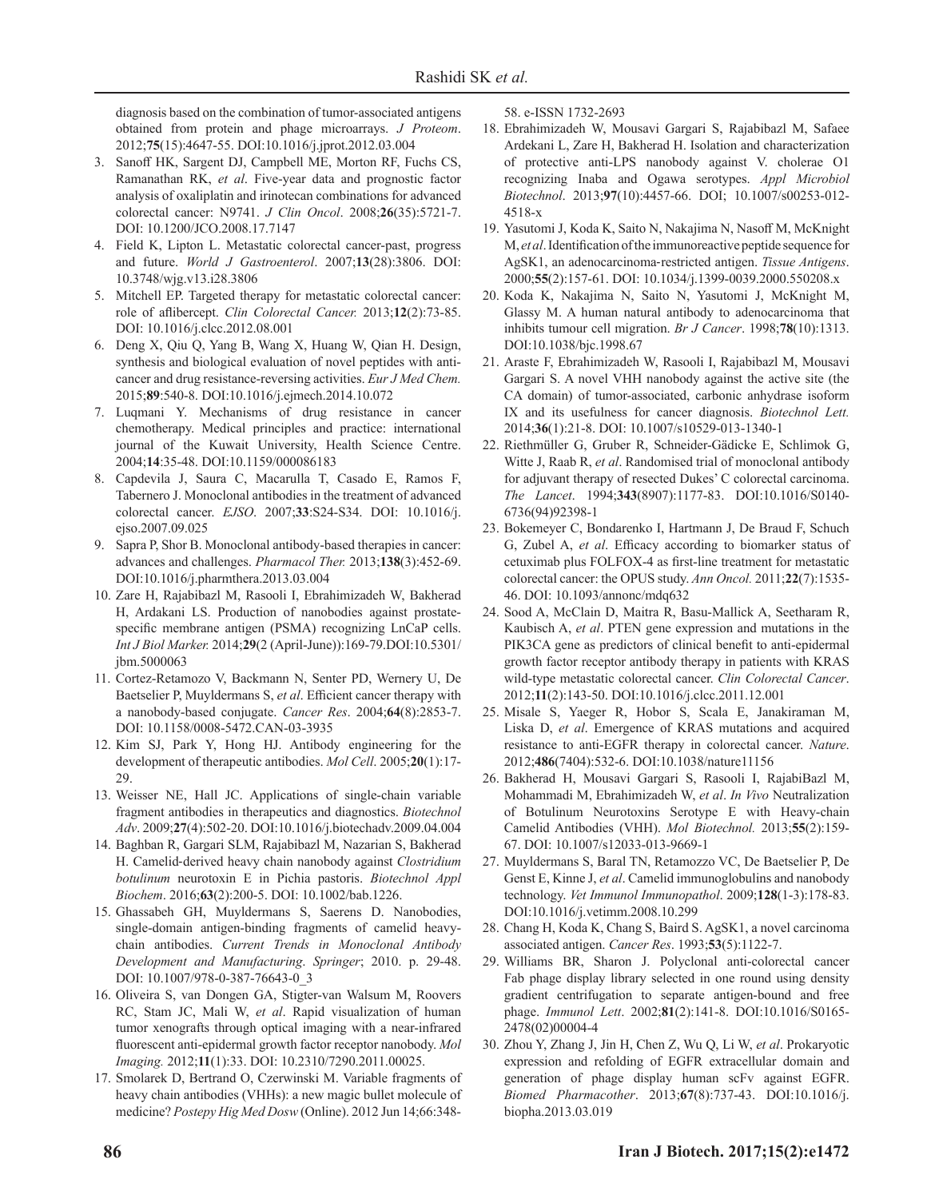diagnosis based on the combination of tumor-associated antigens obtained from protein and phage microarrays. *J Proteom*. 2012;**75**(15):4647-55. DOI:10.1016/j.jprot.2012.03.004

3. Sanoff HK, Sargent DJ, Campbell ME, Morton RF, Fuchs CS, Ramanathan RK, *et al*. Five-year data and prognostic factor analysis of oxaliplatin and irinotecan combinations for advanced colorectal cancer: N9741. *J Clin Oncol*. 2008;**26**(35):5721-7. DOI: 10.1200/JCO.2008.17.7147
4. Field K, Lipton L. Metastatic colorectal cancer-past, progress and future. *World J Gastroenterol*. 2007;**13**(28):3806. DOI: 10.3748/wjg.v13.i28.3806
5. Mitchell EP. Targeted therapy for metastatic colorectal cancer: role of aflibercept. *Clin Colorectal Cancer.* 2013;**12**(2):73-85. DOI: 10.1016/j.clcc.2012.08.001
6. Deng X, Qiu Q, Yang B, Wang X, Huang W, Qian H. Design, synthesis and biological evaluation of novel peptides with anti-cancer and drug resistance-reversing activities. *Eur J Med Chem.* 2015;**89**:540-8. DOI:10.1016/j.ejmech.2014.10.072
7. Luqmani Y. Mechanisms of drug resistance in cancer chemotherapy. Medical principles and practice: international journal of the Kuwait University, Health Science Centre. 2004;**14**:35-48. DOI:10.1159/000086183
8. Capdevila J, Saura C, Macarulla T, Casado E, Ramos F, Tabernero J. Monoclonal antibodies in the treatment of advanced colorectal cancer. *EJSO*. 2007;**33**:S24-S34. DOI: 10.1016/j.ejso.2007.09.025
9. Sapra P, Shor B. Monoclonal antibody-based therapies in cancer: advances and challenges. *Pharmacol Ther.* 2013;**138**(3):452-69. DOI:10.1016/j.pharmthera.2013.03.004
10. Zare H, Rajabibazl M, Rasooli I, Ebrahimizadeh W, Bakherad H, Ardakani LS. Production of nanobodies against prostate-specific membrane antigen (PSMA) recognizing LnCaP cells. *Int J Biol Marker.* 2014;**29**(2 (April-June)):169-79.DOI:10.5301/jbm.5000063
11. Cortez-Retamozo V, Backmann N, Senter PD, Wernery U, De Baetselier P, Muyldermans S, *et al*. Efficient cancer therapy with a nanobody-based conjugate. *Cancer Res*. 2004;**64**(8):2853-7. DOI: 10.1158/0008-5472.CAN-03-3935
12. Kim SJ, Park Y, Hong HJ. Antibody engineering for the development of therapeutic antibodies. *Mol Cell*. 2005;**20**(1):17-29.
13. Weisser NE, Hall JC. Applications of single-chain variable fragment antibodies in therapeutics and diagnostics. *Biotechnol Adv*. 2009;**27**(4):502-20. DOI:10.1016/j.biotechadv.2009.04.004
14. Baghban R, Gargari SLM, Rajabibazl M, Nazarian S, Bakherad H. Camelid‐derived heavy chain nanobody against *Clostridium botulinum* neurotoxin E in Pichia pastoris. *Biotechnol Appl Biochem*. 2016;**63**(2):200-5. DOI: 10.1002/bab.1226.
15. Ghassabeh GH, Muyldermans S, Saerens D. Nanobodies, single-domain antigen-binding fragments of camelid heavy-chain antibodies. *Current Trends in Monoclonal Antibody Development and Manufacturing*. *Springer*; 2010. p. 29-48. DOI: 10.1007/978-0-387-76643-0_3
16. Oliveira S, van Dongen GA, Stigter-van Walsum M, Roovers RC, Stam JC, Mali W, *et al*. Rapid visualization of human tumor xenografts through optical imaging with a near-infrared fluorescent anti-epidermal growth factor receptor nanobody. *Mol Imaging.* 2012;**11**(1):33. DOI: 10.2310/7290.2011.00025.
17. Smolarek D, Bertrand O, Czerwinski M. Variable fragments of heavy chain antibodies (VHHs): a new magic bullet molecule of medicine? *Postepy Hig Med Dosw* (Online). 2012 Jun 14;66:348-58. e-ISSN 1732-2693
18. Ebrahimizadeh W, Mousavi Gargari S, Rajabibazl M, Safaee Ardekani L, Zare H, Bakherad H. Isolation and characterization of protective anti-LPS nanobody against V. cholerae O1 recognizing Inaba and Ogawa serotypes. *Appl Microbiol Biotechnol*. 2013;**97**(10):4457-66. DOI; 10.1007/s00253-012-4518-x
19. Yasutomi J, Koda K, Saito N, Nakajima N, Nasoff M, McKnight M, *et al*. Identification of the immunoreactive peptide sequence for AgSK1, an adenocarcinoma-restricted antigen. *Tissue Antigens*. 2000;**55**(2):157-61. DOI: 10.1034/j.1399-0039.2000.550208.x
20. Koda K, Nakajima N, Saito N, Yasutomi J, McKnight M, Glassy M. A human natural antibody to adenocarcinoma that inhibits tumour cell migration. *Br J Cancer*. 1998;**78**(10):1313. DOI:10.1038/bjc.1998.67
21. Araste F, Ebrahimizadeh W, Rasooli I, Rajabibazl M, Mousavi Gargari S. A novel VHH nanobody against the active site (the CA domain) of tumor-associated, carbonic anhydrase isoform IX and its usefulness for cancer diagnosis. *Biotechnol Lett.* 2014;**36**(1):21-8. DOI: 10.1007/s10529-013-1340-1
22. Riethmüller G, Gruber R, Schneider-Gädicke E, Schlimok G, Witte J, Raab R, *et al*. Randomised trial of monoclonal antibody for adjuvant therapy of resected Dukes' C colorectal carcinoma. *The Lancet*. 1994;**343**(8907):1177-83. DOI:10.1016/S0140-6736(94)92398-1
23. Bokemeyer C, Bondarenko I, Hartmann J, De Braud F, Schuch G, Zubel A, *et al*. Efficacy according to biomarker status of cetuximab plus FOLFOX-4 as first-line treatment for metastatic colorectal cancer: the OPUS study. *Ann Oncol.* 2011;**22**(7):1535-46. DOI: 10.1093/annonc/mdq632
24. Sood A, McClain D, Maitra R, Basu-Mallick A, Seetharam R, Kaubisch A, *et al*. PTEN gene expression and mutations in the PIK3CA gene as predictors of clinical benefit to anti-epidermal growth factor receptor antibody therapy in patients with KRAS wild-type metastatic colorectal cancer. *Clin Colorectal Cancer*. 2012;**11**(2):143-50. DOI:10.1016/j.clcc.2011.12.001
25. Misale S, Yaeger R, Hobor S, Scala E, Janakiraman M, Liska D, *et al*. Emergence of KRAS mutations and acquired resistance to anti-EGFR therapy in colorectal cancer. *Nature*. 2012;**486**(7404):532-6. DOI:10.1038/nature11156
26. Bakherad H, Mousavi Gargari S, Rasooli I, RajabiBazl M, Mohammadi M, Ebrahimizadeh W, *et al*. *In Vivo* Neutralization of Botulinum Neurotoxins Serotype E with Heavy-chain Camelid Antibodies (VHH). *Mol Biotechnol.* 2013;**55**(2):159-67. DOI: 10.1007/s12033-013-9669-1
27. Muyldermans S, Baral TN, Retamozzo VC, De Baetselier P, De Genst E, Kinne J, *et al*. Camelid immunoglobulins and nanobody technology. *Vet Immunol Immunopathol*. 2009;**128**(1-3):178-83. DOI:10.1016/j.vetimm.2008.10.299
28. Chang H, Koda K, Chang S, Baird S. AgSK1, a novel carcinoma associated antigen. *Cancer Res*. 1993;**53**(5):1122-7.
29. Williams BR, Sharon J. Polyclonal anti-colorectal cancer Fab phage display library selected in one round using density gradient centrifugation to separate antigen-bound and free phage. *Immunol Lett*. 2002;**81**(2):141-8. DOI:10.1016/S0165-2478(02)00004-4
30. Zhou Y, Zhang J, Jin H, Chen Z, Wu Q, Li W, *et al*. Prokaryotic expression and refolding of EGFR extracellular domain and generation of phage display human scFv against EGFR. *Biomed Pharmacother*. 2013;**67**(8):737-43. DOI:10.1016/j.biopha.2013.03.019